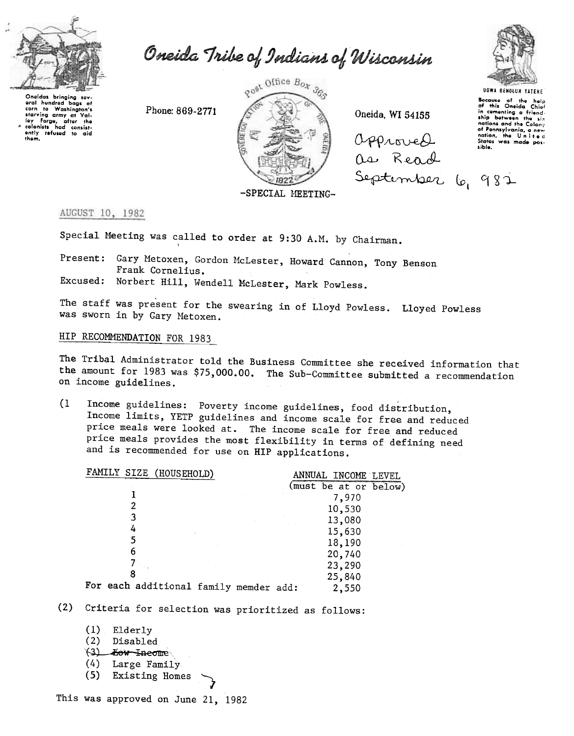# Oneida Tribe of Indians of Wisconsin

Oneidas bringing several hundred bags of corn to Washington's starving army at Valley Forge, after the colonists had consistently refused to aid them.

Phone: 869-2771

Post Office Box 365

Oneida, WI 54155

UGWA DEHOLUH YATEHE

Because of the help of this Oneida Chief in cementing a friendship between the six nations and the Colony of Pennsylvania, a new nation, the United States was made possible.

Approved as Read September 6, 982

-SPECIAL MEETING-

AUGUST 10, 1982

Special Meeting was called to order at 9:30 A.M. by Chairman.

Present: Gary Metoxen, Gordon McLester, Howard Cannon, Tony Benson Frank Cornelius.

Excused: Norbert Hill, Wendell McLester, Mark Powless.

The staff was present for the swearing in of Lloyd Powless. Lloyed Powless was sworn in by Gary Metoxen.

## HIP RECOMMENDATION FOR 1983

The Tribal Administrator told the Business Committee she received information that the amount for 1983 was $75,000.00. The Sub-Committee submitted a recommendation on income guidelines.

(1 Income guidelines: Poverty income guidelines, food distribution, Income limits, YETP guidelines and income scale for free and reduced price meals were looked at. The income scale for free and reduced price meals provides the most flexibility in terms of defining need and is recommended for use on HIP applications.

| FAMILY SIZE (HOUSEHOLD) | ANNUAL INCOME LEVEL (must be at or below) |
|---|---|
| 1 | 7,970 |
| 2 | 10,530 |
| 3 | 13,080 |
| 4 | 15,630 |
| 5 | 18,190 |
| 6 | 20,740 |
| 7 | 23,290 |
| 8 | 25,840 |
| For each additional family memder add: | 2,550 |

(2) Criteria for selection was prioritized as follows:

(1) Elderly
(2) Disabled
~~(3) Low Income~~
(4) Large Family
(5) Existing Homes

This was approved on June 21, 1982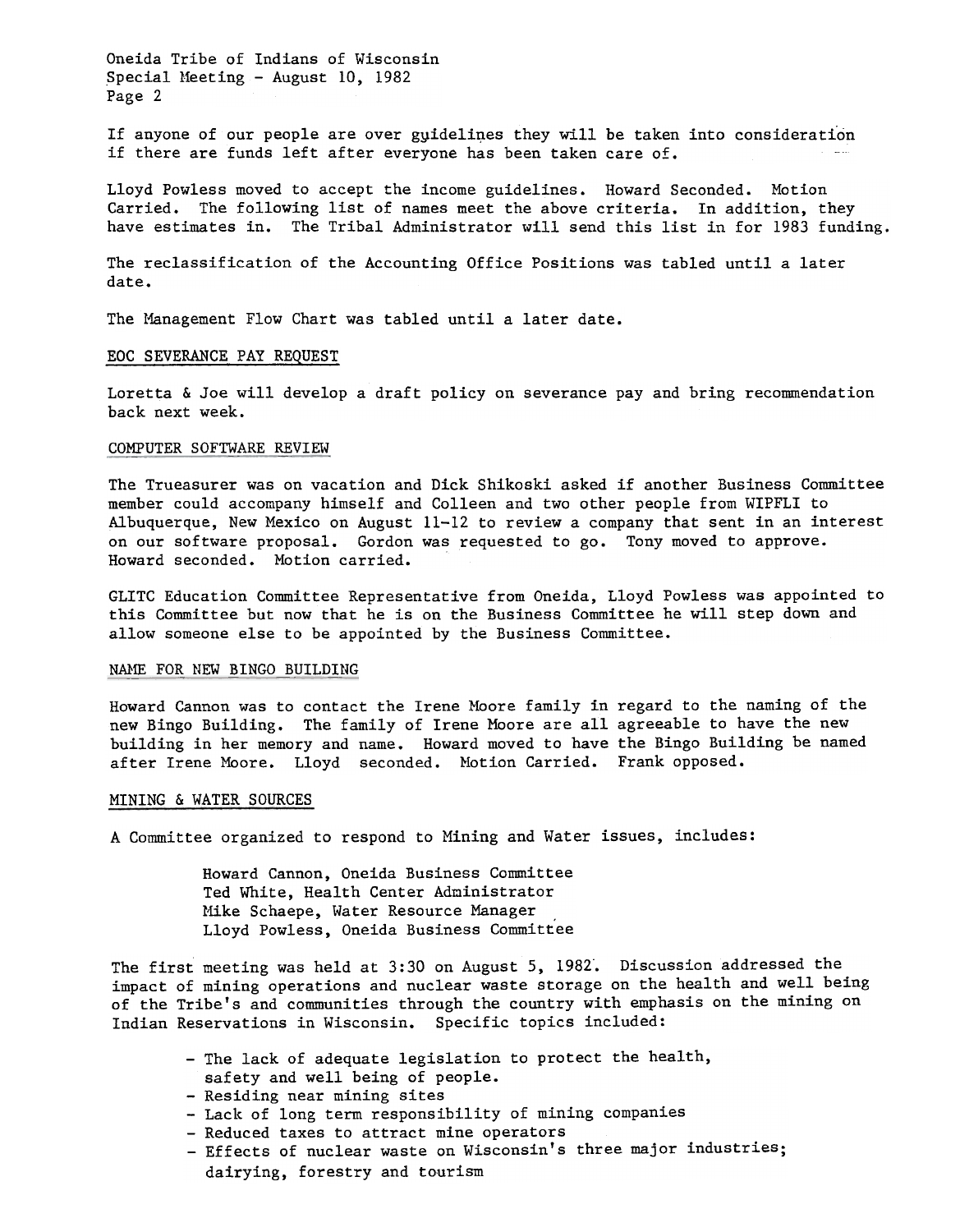If anyone of our people are over guidelines they will be taken into consideration if there are funds left after everyone has been taken care of.

Lloyd Powless moved to accept the income guidelines. Howard Seconded. Motion Carried. The following list of names meet the above criteria. In addition, they have estimates in. The Tribal Administrator will send this list in for 1983 funding.

The reclassification of the Accounting Office Positions was tabled until a later date.

The Management Flow Chart was tabled until a later date.

## EOC SEVERANCE PAY REQUEST

Loretta & Joe will develop a draft policy on severance pay and bring recommendation back next week.

## COMPUTER SOFTWARE REVIEW

The Trueasurer was on vacation and Dick Shikoski asked if another Business Committee member could accompany himself and Colleen and two other people from WIPFLI to Albuquerque, New Mexico on August 11-12 to review a company that sent in an interest on our software proposal. Gordon was requested to go. Tony moved to approve. Howard seconded. Motion carried.

GLITC Education Committee Representative from Oneida, Lloyd Powless was appointed to this Committee but now that he is on the Business Committee he will step down and allow someone else to be appointed by the Business Committee.

## NAME FOR NEW BINGO BUILDING

Howard Cannon was to contact the Irene Moore family in regard to the naming of the new Bingo Building. The family of Irene Moore are all agreeable to have the new building in her memory and name. Howard moved to have the Bingo Building be named after Irene Moore. Lloyd seconded. Motion Carried. Frank opposed.

## MINING & WATER SOURCES

A Committee organized to respond to Mining and Water issues, includes:

Howard Cannon, Oneida Business Committee
Ted White, Health Center Administrator
Mike Schaepe, Water Resource Manager
Lloyd Powless, Oneida Business Committee

The first meeting was held at 3:30 on August 5, 1982. Discussion addressed the impact of mining operations and nuclear waste storage on the health and well being of the Tribe's and communities through the country with emphasis on the mining on Indian Reservations in Wisconsin. Specific topics included:

- The lack of adequate legislation to protect the health, safety and well being of people.
- Residing near mining sites
- Lack of long term responsibility of mining companies
- Reduced taxes to attract mine operators
- Effects of nuclear waste on Wisconsin's three major industries; dairying, forestry and tourism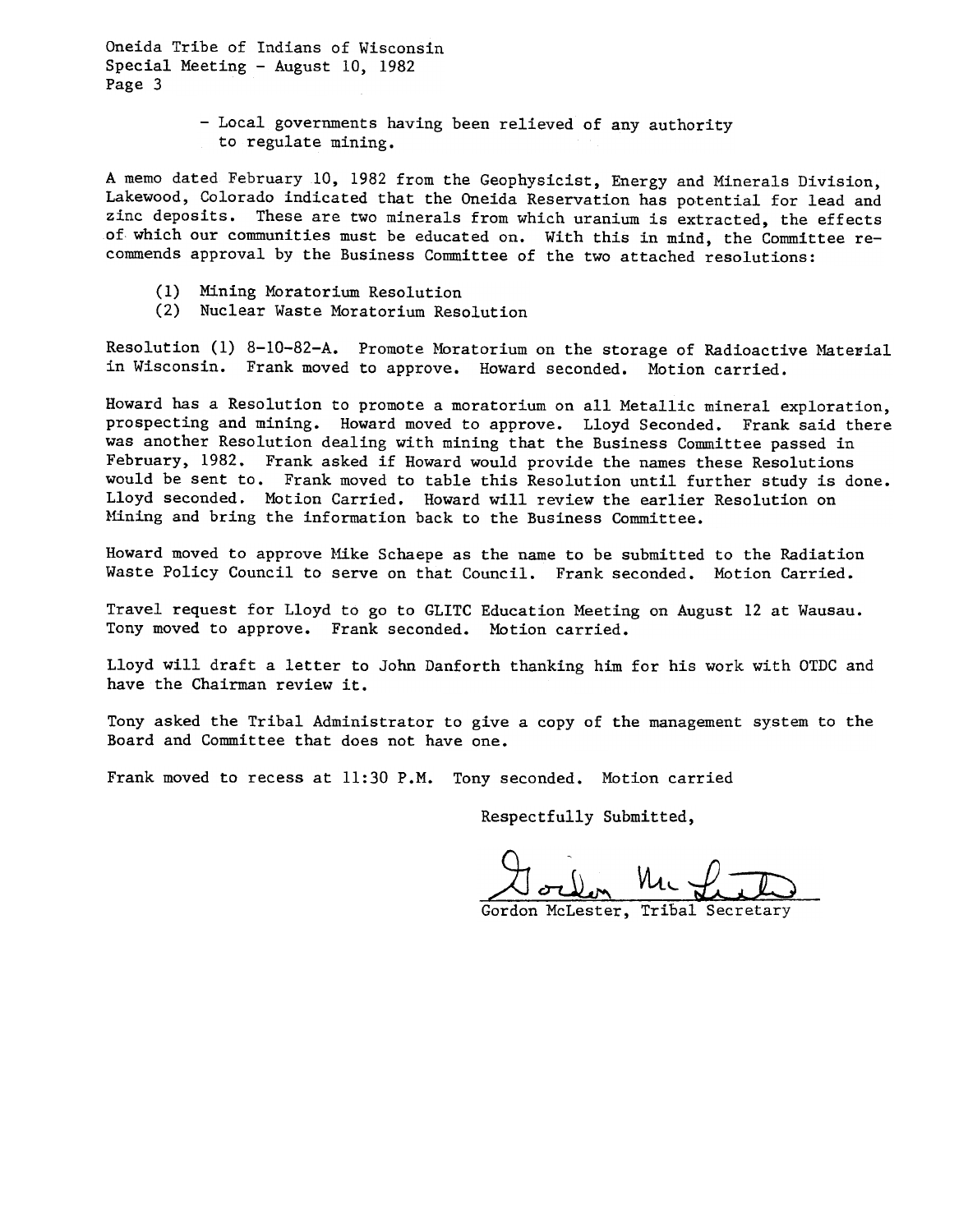- Local governments having been relieved of any authority to regulate mining.

A memo dated February 10, 1982 from the Geophysicist, Energy and Minerals Division, Lakewood, Colorado indicated that the Oneida Reservation has potential for lead and zinc deposits. These are two minerals from which uranium is extracted, the effects of which our communities must be educated on. With this in mind, the Committee recommends approval by the Business Committee of the two attached resolutions:

(1) Mining Moratorium Resolution
(2) Nuclear Waste Moratorium Resolution

Resolution (1) 8-10-82-A. Promote Moratorium on the storage of Radioactive Material in Wisconsin. Frank moved to approve. Howard seconded. Motion carried.

Howard has a Resolution to promote a moratorium on all Metallic mineral exploration, prospecting and mining. Howard moved to approve. Lloyd Seconded. Frank said there was another Resolution dealing with mining that the Business Committee passed in February, 1982. Frank asked if Howard would provide the names these Resolutions would be sent to. Frank moved to table this Resolution until further study is done. Lloyd seconded. Motion Carried. Howard will review the earlier Resolution on Mining and bring the information back to the Business Committee.

Howard moved to approve Mike Schaepe as the name to be submitted to the Radiation Waste Policy Council to serve on that Council. Frank seconded. Motion Carried.

Travel request for Lloyd to go to GLITC Education Meeting on August 12 at Wausau. Tony moved to approve. Frank seconded. Motion carried.

Lloyd will draft a letter to John Danforth thanking him for his work with OTDC and have the Chairman review it.

Tony asked the Tribal Administrator to give a copy of the management system to the Board and Committee that does not have one.

Frank moved to recess at 11:30 P.M. Tony seconded. Motion carried

Respectfully Submitted,

Gordon McLester, Tribal Secretary